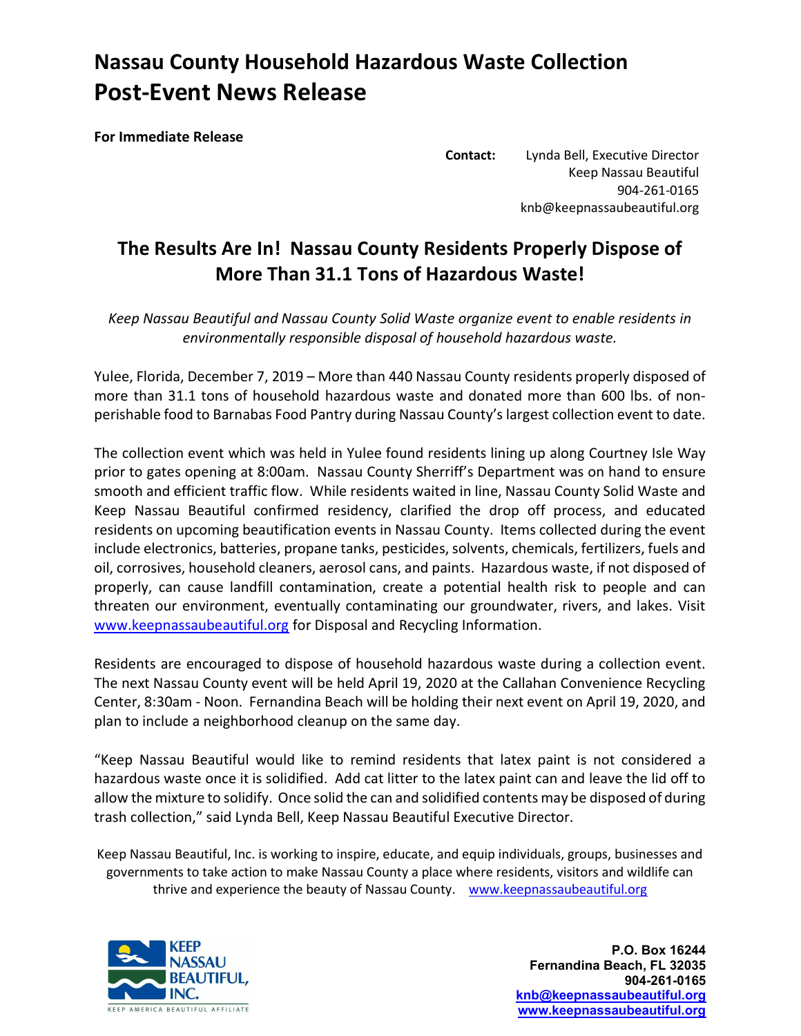# Nassau County Household Hazardous Waste Collection Post-Event News Release

**For Immediate Release**

**Contact:** Lynda Bell, Executive Director
Keep Nassau Beautiful
904-261-0165
knb@keepnassaubeautiful.org

## The Results Are In! Nassau County Residents Properly Dispose of More Than 31.1 Tons of Hazardous Waste!

*Keep Nassau Beautiful and Nassau County Solid Waste organize event to enable residents in environmentally responsible disposal of household hazardous waste.*

Yulee, Florida, December 7, 2019 – More than 440 Nassau County residents properly disposed of more than 31.1 tons of household hazardous waste and donated more than 600 lbs. of non-perishable food to Barnabas Food Pantry during Nassau County's largest collection event to date.

The collection event which was held in Yulee found residents lining up along Courtney Isle Way prior to gates opening at 8:00am. Nassau County Sherriff's Department was on hand to ensure smooth and efficient traffic flow. While residents waited in line, Nassau County Solid Waste and Keep Nassau Beautiful confirmed residency, clarified the drop off process, and educated residents on upcoming beautification events in Nassau County. Items collected during the event include electronics, batteries, propane tanks, pesticides, solvents, chemicals, fertilizers, fuels and oil, corrosives, household cleaners, aerosol cans, and paints. Hazardous waste, if not disposed of properly, can cause landfill contamination, create a potential health risk to people and can threaten our environment, eventually contaminating our groundwater, rivers, and lakes. Visit www.keepnassaubeautiful.org for Disposal and Recycling Information.

Residents are encouraged to dispose of household hazardous waste during a collection event. The next Nassau County event will be held April 19, 2020 at the Callahan Convenience Recycling Center, 8:30am - Noon. Fernandina Beach will be holding their next event on April 19, 2020, and plan to include a neighborhood cleanup on the same day.

"Keep Nassau Beautiful would like to remind residents that latex paint is not considered a hazardous waste once it is solidified. Add cat litter to the latex paint can and leave the lid off to allow the mixture to solidify. Once solid the can and solidified contents may be disposed of during trash collection," said Lynda Bell, Keep Nassau Beautiful Executive Director.

Keep Nassau Beautiful, Inc. is working to inspire, educate, and equip individuals, groups, businesses and governments to take action to make Nassau County a place where residents, visitors and wildlife can thrive and experience the beauty of Nassau County. www.keepnassaubeautiful.org

KEEP NASSAU BEAUTIFUL, INC.
KEEP AMERICA BEAUTIFUL AFFILIATE

**P.O. Box 16244**
**Fernandina Beach, FL 32035**
**904-261-0165**
**knb@keepnassaubeautiful.org**
**www.keepnassaubeautiful.org**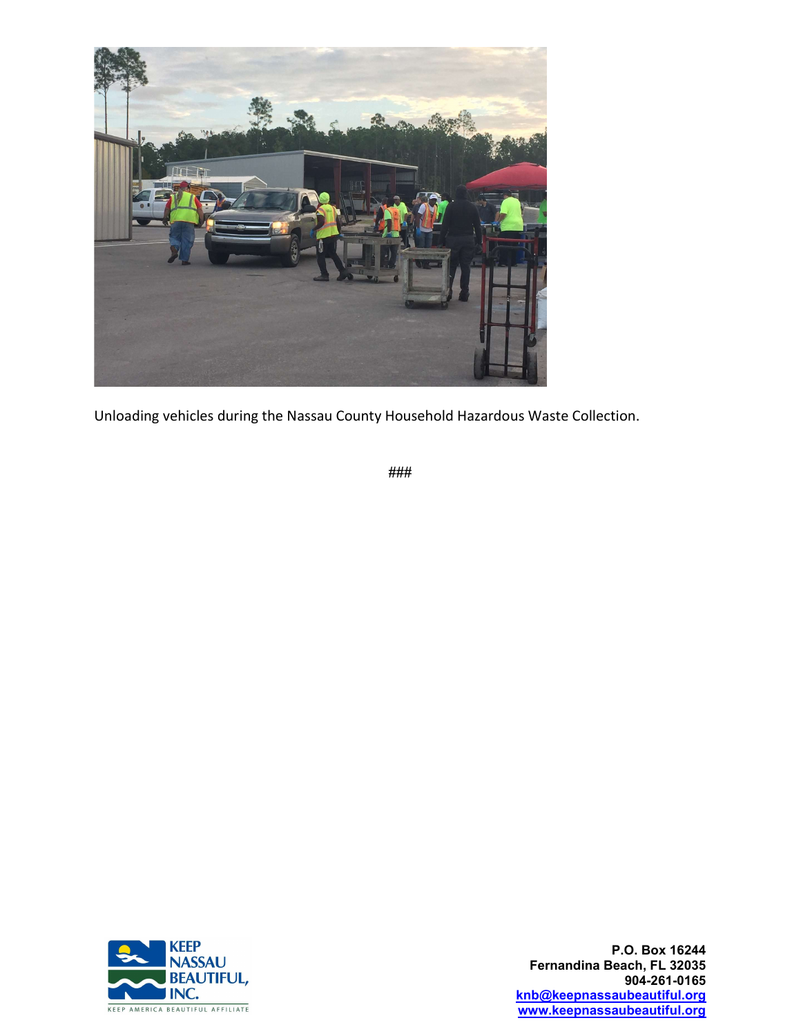Unloading vehicles during the Nassau County Household Hazardous Waste Collection.

###

KEEP NASSAU BEAUTIFUL, INC.
KEEP AMERICA BEAUTIFUL AFFILIATE

**P.O. Box 16244**
**Fernandina Beach, FL 32035**
**904-261-0165**
**knb@keepnassaubeautiful.org**
**www.keepnassaubeautiful.org**